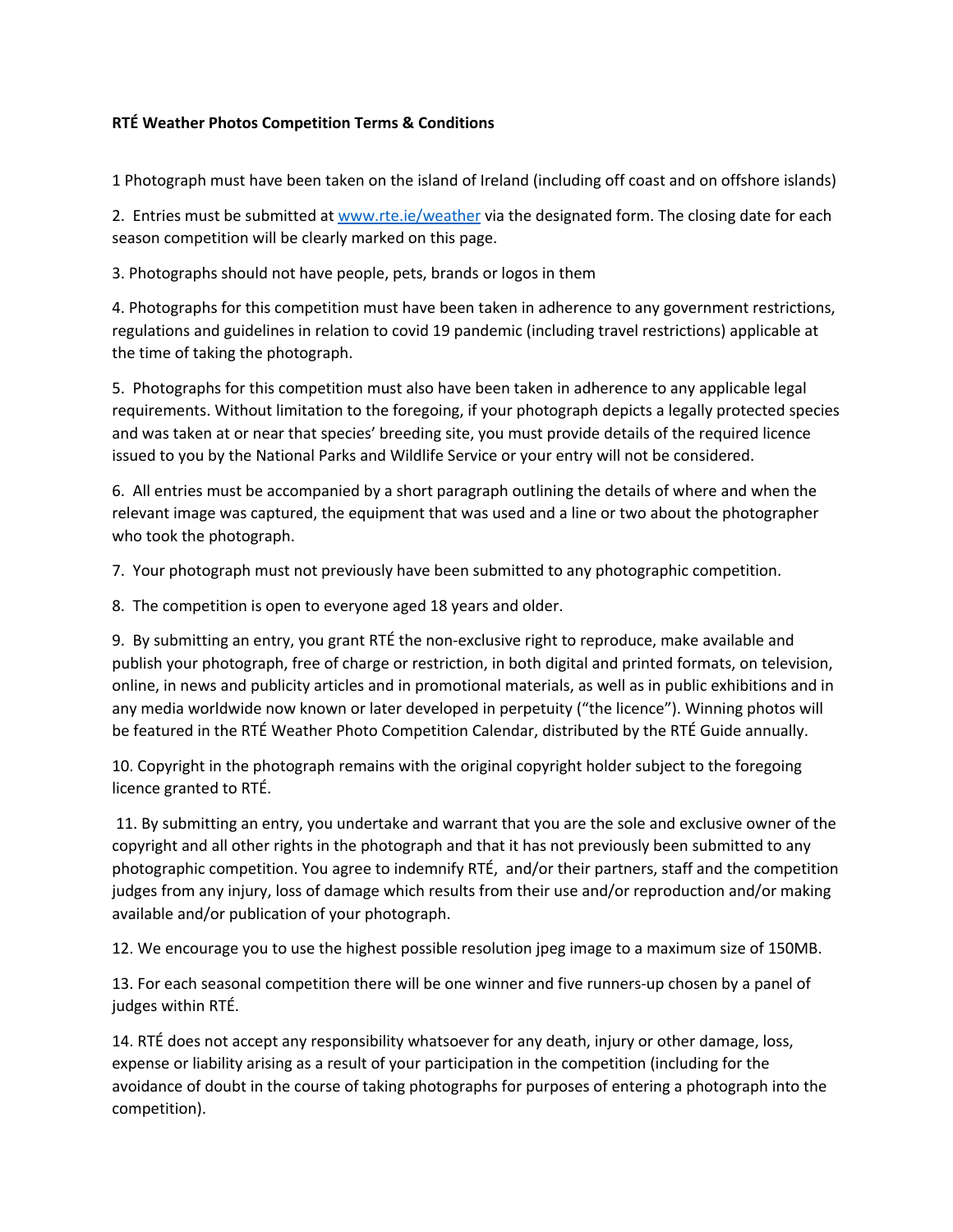**RTÉ Weather Photos Competition Terms & Conditions**

1 Photograph must have been taken on the island of Ireland (including off coast and on offshore islands)

2. Entries must be submitted at www.rte.ie/weather via the designated form. The closing date for each season competition will be clearly marked on this page.

3. Photographs should not have people, pets, brands or logos in them

4. Photographs for this competition must have been taken in adherence to any government restrictions, regulations and guidelines in relation to covid 19 pandemic (including travel restrictions) applicable at the time of taking the photograph.

5. Photographs for this competition must also have been taken in adherence to any applicable legal requirements. Without limitation to the foregoing, if your photograph depicts a legally protected species and was taken at or near that species' breeding site, you must provide details of the required licence issued to you by the National Parks and Wildlife Service or your entry will not be considered.

6. All entries must be accompanied by a short paragraph outlining the details of where and when the relevant image was captured, the equipment that was used and a line or two about the photographer who took the photograph.

7. Your photograph must not previously have been submitted to any photographic competition.

8. The competition is open to everyone aged 18 years and older.

9. By submitting an entry, you grant RTÉ the non-exclusive right to reproduce, make available and publish your photograph, free of charge or restriction, in both digital and printed formats, on television, online, in news and publicity articles and in promotional materials, as well as in public exhibitions and in any media worldwide now known or later developed in perpetuity ("the licence"). Winning photos will be featured in the RTÉ Weather Photo Competition Calendar, distributed by the RTÉ Guide annually.

10. Copyright in the photograph remains with the original copyright holder subject to the foregoing licence granted to RTÉ.

11. By submitting an entry, you undertake and warrant that you are the sole and exclusive owner of the copyright and all other rights in the photograph and that it has not previously been submitted to any photographic competition. You agree to indemnify RTÉ, and/or their partners, staff and the competition judges from any injury, loss of damage which results from their use and/or reproduction and/or making available and/or publication of your photograph.

12. We encourage you to use the highest possible resolution jpeg image to a maximum size of 150MB.

13. For each seasonal competition there will be one winner and five runners-up chosen by a panel of judges within RTÉ.

14. RTÉ does not accept any responsibility whatsoever for any death, injury or other damage, loss, expense or liability arising as a result of your participation in the competition (including for the avoidance of doubt in the course of taking photographs for purposes of entering a photograph into the competition).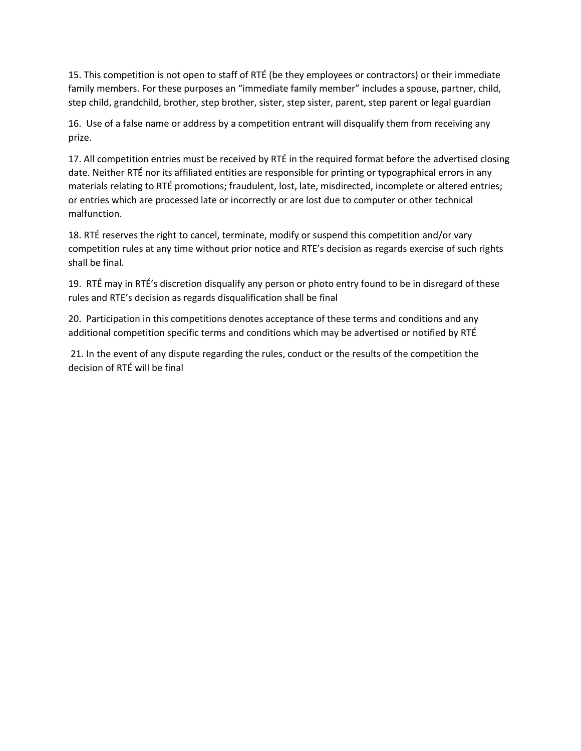15. This competition is not open to staff of RTÉ (be they employees or contractors) or their immediate family members. For these purposes an "immediate family member" includes a spouse, partner, child, step child, grandchild, brother, step brother, sister, step sister, parent, step parent or legal guardian

16. Use of a false name or address by a competition entrant will disqualify them from receiving any prize.

17. All competition entries must be received by RTÉ in the required format before the advertised closing date. Neither RTÉ nor its affiliated entities are responsible for printing or typographical errors in any materials relating to RTÉ promotions; fraudulent, lost, late, misdirected, incomplete or altered entries; or entries which are processed late or incorrectly or are lost due to computer or other technical malfunction.

18. RTÉ reserves the right to cancel, terminate, modify or suspend this competition and/or vary competition rules at any time without prior notice and RTE's decision as regards exercise of such rights shall be final.

19. RTÉ may in RTÉ's discretion disqualify any person or photo entry found to be in disregard of these rules and RTE's decision as regards disqualification shall be final

20. Participation in this competitions denotes acceptance of these terms and conditions and any additional competition specific terms and conditions which may be advertised or notified by RTÉ

21. In the event of any dispute regarding the rules, conduct or the results of the competition the decision of RTÉ will be final